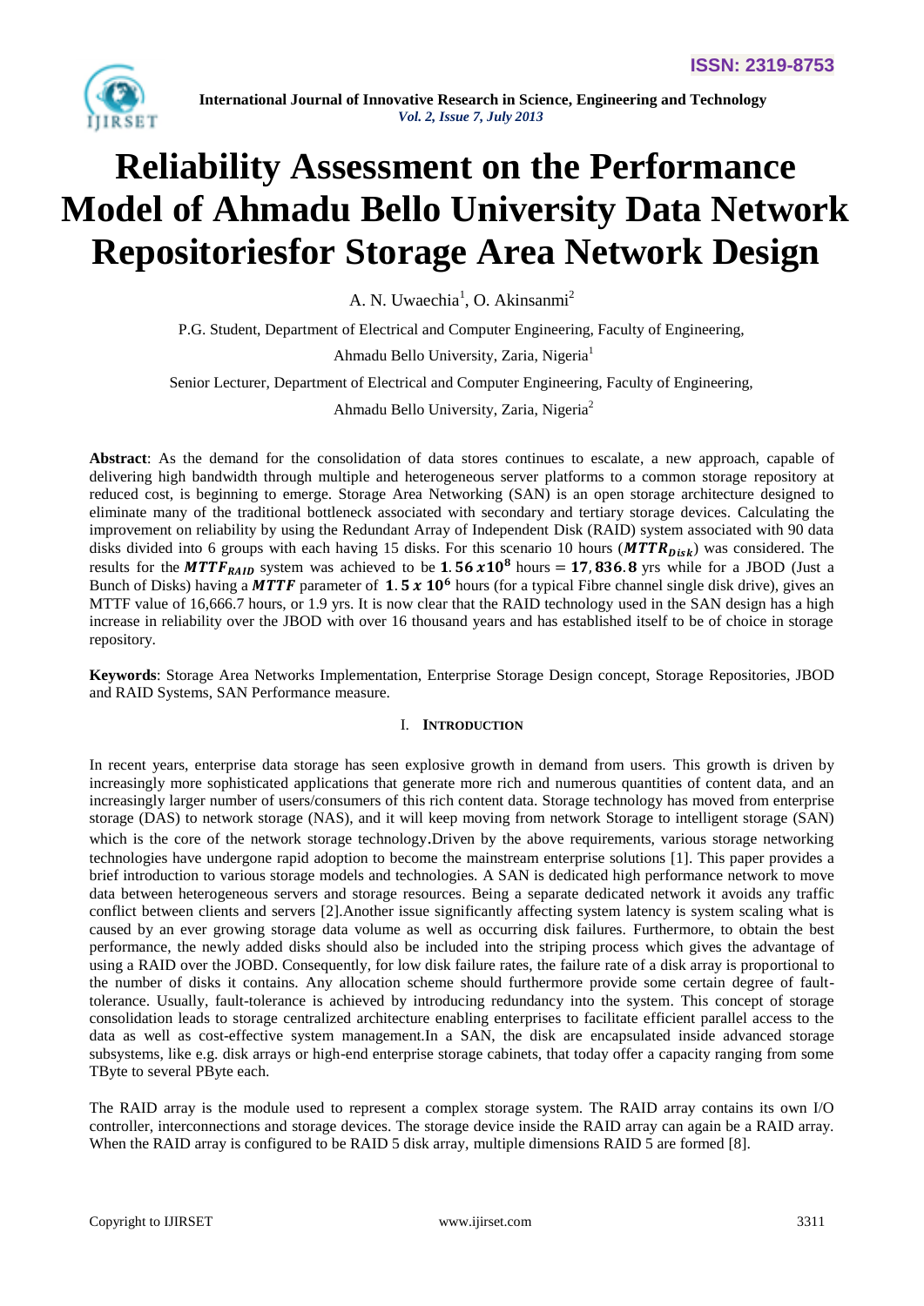# Reliability Assessment on the Performance Model of Ahmadu Bello University Data Network Repositoriesfor Storage Area Network Design

A. N. Uwaechia[1], O. Akinsanmi[2]

P.G. Student, Department of Electrical and Computer Engineering, Faculty of Engineering, Ahmadu Bello University, Zaria, Nigeria[1]

Senior Lecturer, Department of Electrical and Computer Engineering, Faculty of Engineering, Ahmadu Bello University, Zaria, Nigeria[2]

**Abstract**: As the demand for the consolidation of data stores continues to escalate, a new approach, capable of delivering high bandwidth through multiple and heterogeneous server platforms to a common storage repository at reduced cost, is beginning to emerge. Storage Area Networking (SAN) is an open storage architecture designed to eliminate many of the traditional bottleneck associated with secondary and tertiary storage devices. Calculating the improvement on reliability by using the Redundant Array of Independent Disk (RAID) system associated with 90 data disks divided into 6 groups with each having 15 disks. For this scenario 10 hours ($\boldsymbol{MTTR_{Disk}}$) was considered. The results for the $\boldsymbol{MTTF_{RAID}}$ system was achieved to be $\mathbf{1.56\,x10^{8}}$ hours = $\mathbf{17,836.8}$ yrs while for a JBOD (Just a Bunch of Disks) having a $\boldsymbol{MTTF}$ parameter of $\mathbf{1.5\,x\,10^{6}}$ hours (for a typical Fibre channel single disk drive), gives an MTTF value of 16,666.7 hours, or 1.9 yrs. It is now clear that the RAID technology used in the SAN design has a high increase in reliability over the JBOD with over 16 thousand years and has established itself to be of choice in storage repository.

**Keywords**: Storage Area Networks Implementation, Enterprise Storage Design concept, Storage Repositories, JBOD and RAID Systems, SAN Performance measure.

## I. Introduction

In recent years, enterprise data storage has seen explosive growth in demand from users. This growth is driven by increasingly more sophisticated applications that generate more rich and numerous quantities of content data, and an increasingly larger number of users/consumers of this rich content data. Storage technology has moved from enterprise storage (DAS) to network storage (NAS), and it will keep moving from network Storage to intelligent storage (SAN) which is the core of the network storage technology.Driven by the above requirements, various storage networking technologies have undergone rapid adoption to become the mainstream enterprise solutions [1]. This paper provides a brief introduction to various storage models and technologies. A SAN is dedicated high performance network to move data between heterogeneous servers and storage resources. Being a separate dedicated network it avoids any traffic conflict between clients and servers [2].Another issue significantly affecting system latency is system scaling what is caused by an ever growing storage data volume as well as occurring disk failures. Furthermore, to obtain the best performance, the newly added disks should also be included into the striping process which gives the advantage of using a RAID over the JOBD. Consequently, for low disk failure rates, the failure rate of a disk array is proportional to the number of disks it contains. Any allocation scheme should furthermore provide some certain degree of fault-tolerance. Usually, fault-tolerance is achieved by introducing redundancy into the system. This concept of storage consolidation leads to storage centralized architecture enabling enterprises to facilitate efficient parallel access to the data as well as cost-effective system management.In a SAN, the disk are encapsulated inside advanced storage subsystems, like e.g. disk arrays or high-end enterprise storage cabinets, that today offer a capacity ranging from some TByte to several PByte each.

The RAID array is the module used to represent a complex storage system. The RAID array contains its own I/O controller, interconnections and storage devices. The storage device inside the RAID array can again be a RAID array. When the RAID array is configured to be RAID 5 disk array, multiple dimensions RAID 5 are formed [8].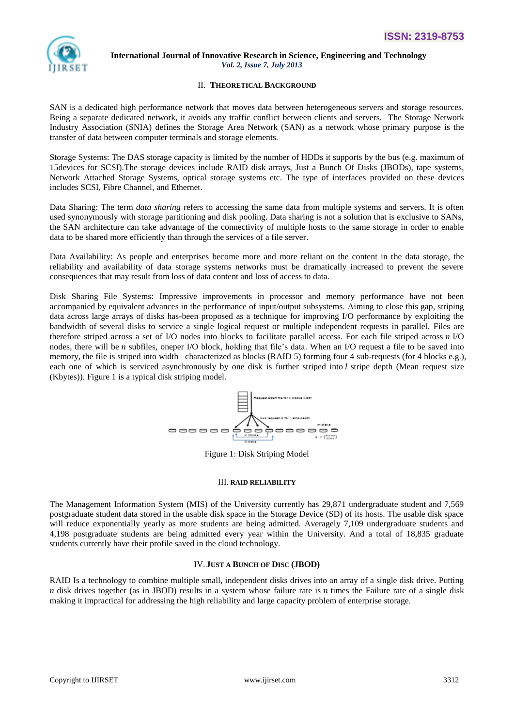## II. Theoretical Background

SAN is a dedicated high performance network that moves data between heterogeneous servers and storage resources. Being a separate dedicated network, it avoids any traffic conflict between clients and servers. The Storage Network Industry Association (SNIA) defines the Storage Area Network (SAN) as a network whose primary purpose is the transfer of data between computer terminals and storage elements.

Storage Systems: The DAS storage capacity is limited by the number of HDDs it supports by the bus (e.g. maximum of 15devices for SCSI).The storage devices include RAID disk arrays, Just a Bunch Of Disks (JBODs), tape systems, Network Attached Storage Systems, optical storage systems etc. The type of interfaces provided on these devices includes SCSI, Fibre Channel, and Ethernet.

Data Sharing: The term *data sharing* refers to accessing the same data from multiple systems and servers. It is often used synonymously with storage partitioning and disk pooling. Data sharing is not a solution that is exclusive to SANs, the SAN architecture can take advantage of the connectivity of multiple hosts to the same storage in order to enable data to be shared more efficiently than through the services of a file server.

Data Availability: As people and enterprises become more and more reliant on the content in the data storage, the reliability and availability of data storage systems networks must be dramatically increased to prevent the severe consequences that may result from loss of data content and loss of access to data.

Disk Sharing File Systems: Impressive improvements in processor and memory performance have not been accompanied by equivalent advances in the performance of input/output subsystems. Aiming to close this gap, striping data across large arrays of disks has-been proposed as a technique for improving I/O performance by exploiting the bandwidth of several disks to service a single logical request or multiple independent requests in parallel. Files are therefore striped across a set of I/O nodes into blocks to facilitate parallel access. For each file striped across $n$ I/O nodes, there will be $n$ subfiles, oneper I/O block, holding that file's data. When an I/O request a file to be saved into memory, the file is striped into width –characterized as blocks (RAID 5) forming four 4 sub-requests (for 4 blocks e.g.), each one of which is serviced asynchronously by one disk is further striped into $l$ stripe depth (Mean request size (Kbytes)). Figure 1 is a typical disk striping model.

Figure 1: Disk Striping Model

## III. RAID Reliability

The Management Information System (MIS) of the University currently has 29,871 undergraduate student and 7,569 postgraduate student data stored in the usable disk space in the Storage Device (SD) of its hosts. The usable disk space will reduce exponentially yearly as more students are being admitted. Averagely 7,109 undergraduate students and 4,198 postgraduate students are being admitted every year within the University. And a total of 18,835 graduate students currently have their profile saved in the cloud technology.

## IV. Just a Bunch of Disc (JBOD)

RAID Is a technology to combine multiple small, independent disks drives into an array of a single disk drive. Putting $n$ disk drives together (as in JBOD) results in a system whose failure rate is $n$ times the Failure rate of a single disk making it impractical for addressing the high reliability and large capacity problem of enterprise storage.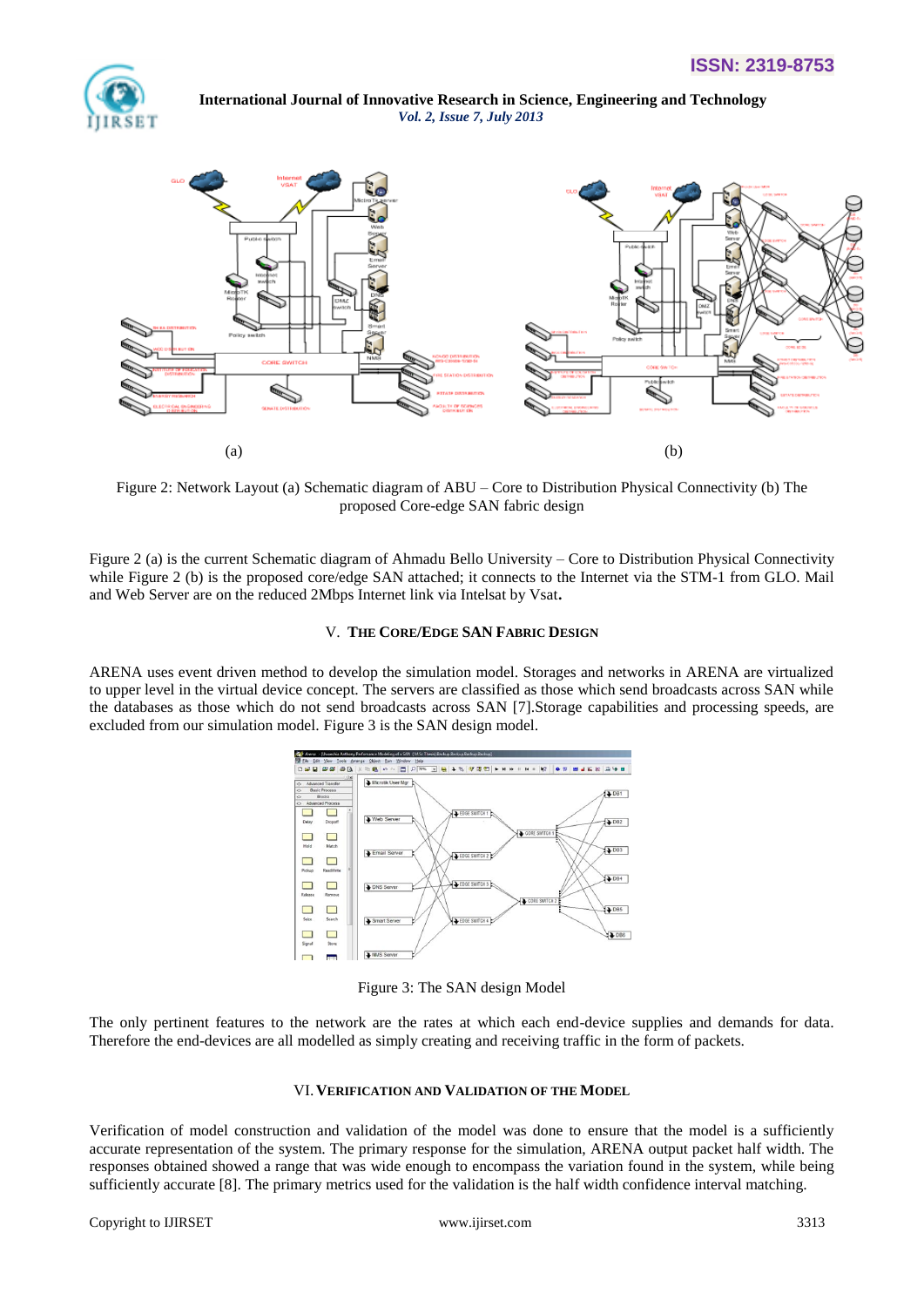(a) (b)

Figure 2: Network Layout (a) Schematic diagram of ABU – Core to Distribution Physical Connectivity (b) The proposed Core-edge SAN fabric design

Figure 2 (a) is the current Schematic diagram of Ahmadu Bello University – Core to Distribution Physical Connectivity while Figure 2 (b) is the proposed core/edge SAN attached; it connects to the Internet via the STM-1 from GLO. Mail and Web Server are on the reduced 2Mbps Internet link via Intelsat by Vsat**.**

## V. THE CORE/EDGE SAN FABRIC DESIGN

ARENA uses event driven method to develop the simulation model. Storages and networks in ARENA are virtualized to upper level in the virtual device concept. The servers are classified as those which send broadcasts across SAN while the databases as those which do not send broadcasts across SAN [7].Storage capabilities and processing speeds, are excluded from our simulation model. Figure 3 is the SAN design model.

Figure 3: The SAN design Model

The only pertinent features to the network are the rates at which each end-device supplies and demands for data. Therefore the end-devices are all modelled as simply creating and receiving traffic in the form of packets.

## VI. VERIFICATION AND VALIDATION OF THE MODEL

Verification of model construction and validation of the model was done to ensure that the model is a sufficiently accurate representation of the system. The primary response for the simulation, ARENA output packet half width. The responses obtained showed a range that was wide enough to encompass the variation found in the system, while being sufficiently accurate [8]. The primary metrics used for the validation is the half width confidence interval matching.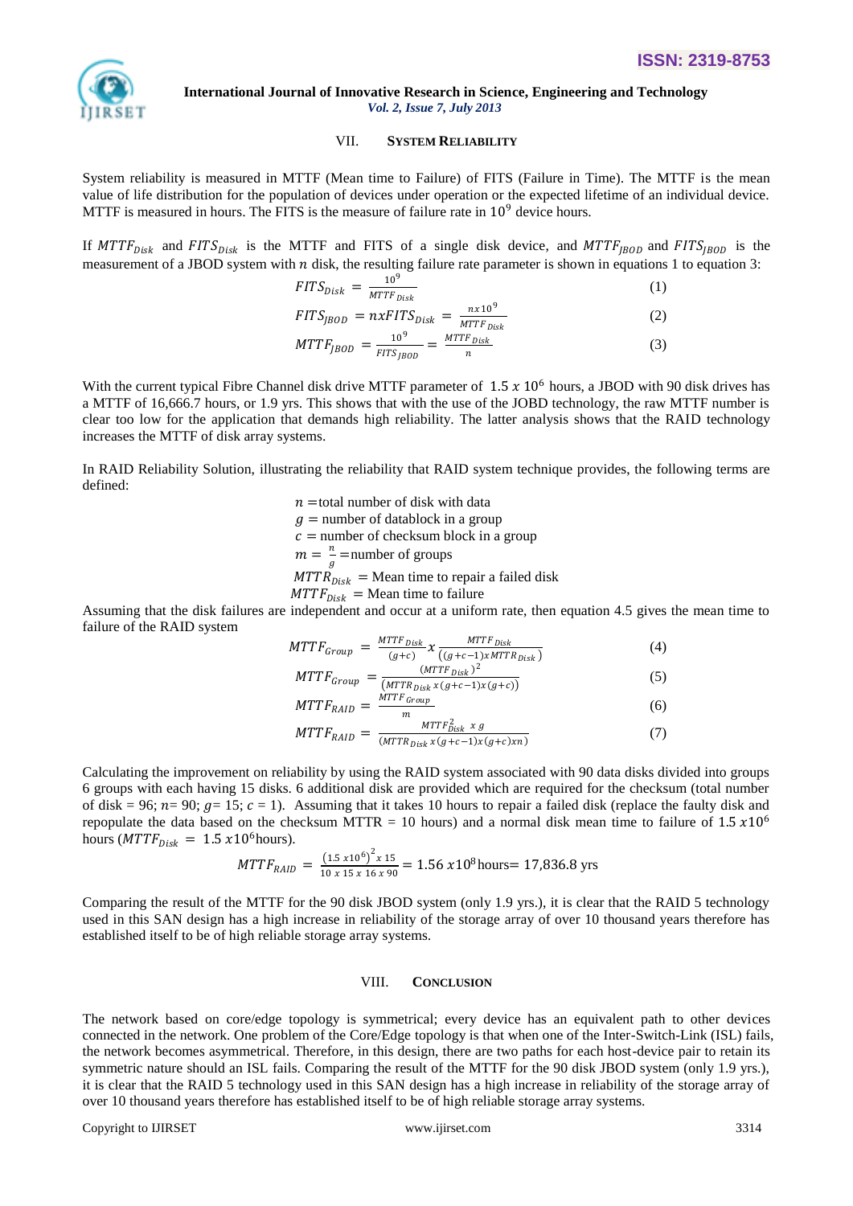## VII. SYSTEM RELIABILITY

System reliability is measured in MTTF (Mean time to Failure) of FITS (Failure in Time). The MTTF is the mean value of life distribution for the population of devices under operation or the expected lifetime of an individual device. MTTF is measured in hours. The FITS is the measure of failure rate in $10^9$ device hours.

If $MTTF_{Disk}$ and $FITS_{Disk}$ is the MTTF and FITS of a single disk device, and $MTTF_{JBOD}$ and $FITS_{JBOD}$ is the measurement of a JBOD system with $n$ disk, the resulting failure rate parameter is shown in equations 1 to equation 3:

$$FITS_{Disk} = \frac{10^9}{MTTF_{Disk}} \quad (1)$$

$$FITS_{JBOD} = nxFITS_{Disk} = \frac{nx10^9}{MTTF_{Disk}} \quad (2)$$

$$MTTF_{JBOD} = \frac{10^9}{FITS_{JBOD}} = \frac{MTTF_{Disk}}{n} \quad (3)$$

With the current typical Fibre Channel disk drive MTTF parameter of $1.5\ x\ 10^6$ hours, a JBOD with 90 disk drives has a MTTF of 16,666.7 hours, or 1.9 yrs. This shows that with the use of the JOBD technology, the raw MTTF number is clear too low for the application that demands high reliability. The latter analysis shows that the RAID technology increases the MTTF of disk array systems.

In RAID Reliability Solution, illustrating the reliability that RAID system technique provides, the following terms are defined:

$n$ =total number of disk with data
$g$ = number of datablock in a group
$c$ = number of checksum block in a group
$m = \frac{n}{g}$ =number of groups
$MTTR_{Disk}$ = Mean time to repair a failed disk
$MTTF_{Disk}$ = Mean time to failure

Assuming that the disk failures are independent and occur at a uniform rate, then equation 4.5 gives the mean time to failure of the RAID system

$$MTTF_{Group} = \frac{MTTF_{Disk}}{(g+c)} x \frac{MTTF_{Disk}}{((g+c-1)xMTTR_{Disk})} \quad (4)$$

$$MTTF_{Group} = \frac{(MTTF_{Disk})^2}{(MTTR_{Disk}\,x(g+c-1)x(g+c))} \quad (5)$$

$$MTTF_{RAID} = \frac{MTTF_{Group}}{m} \quad (6)$$

$$MTTF_{RAID} = \frac{MTTF_{Disk}^2\ x\ g}{(MTTR_{Disk}\,x(g+c-1)x(g+c)xn)} \quad (7)$$

Calculating the improvement on reliability by using the RAID system associated with 90 data disks divided into groups 6 groups with each having 15 disks. 6 additional disk are provided which are required for the checksum (total number of disk = 96; $n$= 90; $g$= 15; $c$ = 1). Assuming that it takes 10 hours to repair a failed disk (replace the faulty disk and repopulate the data based on the checksum MTTR = 10 hours) and a normal disk mean time to failure of $1.5\ x10^6$ hours ($MTTF_{Disk} = 1.5\ x10^6$hours).

$$MTTF_{RAID} = \frac{(1.5\ x10^6)^2 x\ 15}{10\ x\ 15\ x\ 16\ x\ 90} = 1.56\ x10^8 \text{hours} = 17{,}836.8 \text{ yrs}$$

Comparing the result of the MTTF for the 90 disk JBOD system (only 1.9 yrs.), it is clear that the RAID 5 technology used in this SAN design has a high increase in reliability of the storage array of over 10 thousand years therefore has established itself to be of high reliable storage array systems.

## VIII. CONCLUSION

The network based on core/edge topology is symmetrical; every device has an equivalent path to other devices connected in the network. One problem of the Core/Edge topology is that when one of the Inter-Switch-Link (ISL) fails, the network becomes asymmetrical. Therefore, in this design, there are two paths for each host-device pair to retain its symmetric nature should an ISL fails. Comparing the result of the MTTF for the 90 disk JBOD system (only 1.9 yrs.), it is clear that the RAID 5 technology used in this SAN design has a high increase in reliability of the storage array of over 10 thousand years therefore has established itself to be of high reliable storage array systems.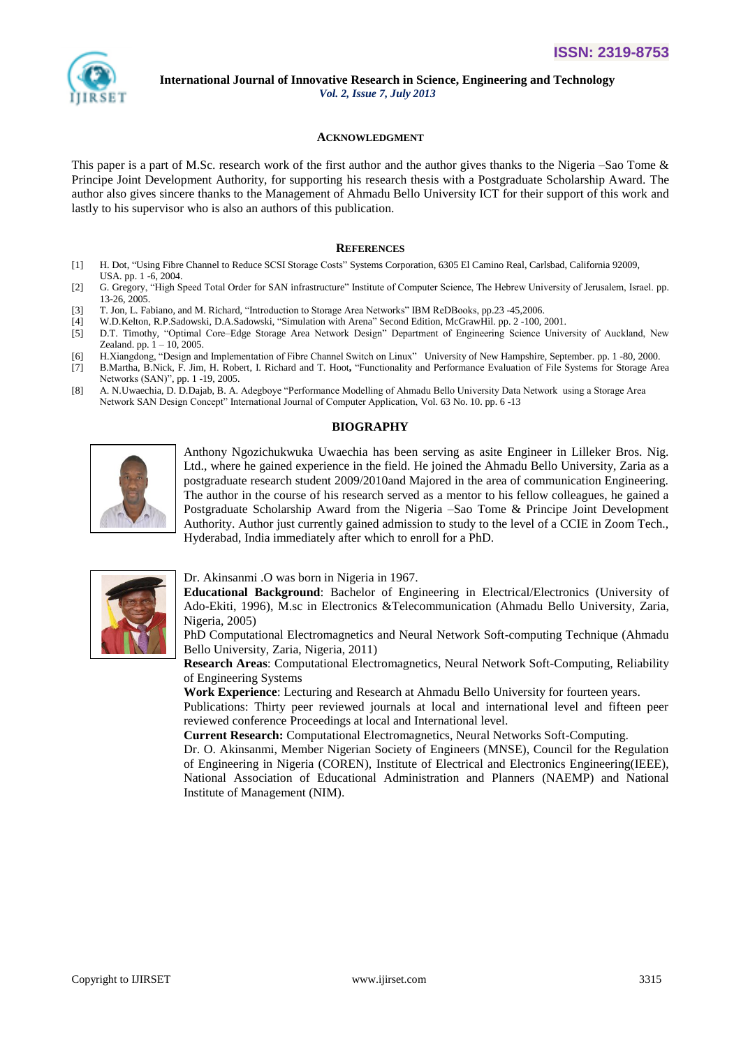## ACKNOWLEDGMENT

This paper is a part of M.Sc. research work of the first author and the author gives thanks to the Nigeria –Sao Tome & Principe Joint Development Authority, for supporting his research thesis with a Postgraduate Scholarship Award. The author also gives sincere thanks to the Management of Ahmadu Bello University ICT for their support of this work and lastly to his supervisor who is also an authors of this publication.

## REFERENCES

[1] H. Dot, "Using Fibre Channel to Reduce SCSI Storage Costs" Systems Corporation, 6305 El Camino Real, Carlsbad, California 92009, USA. pp. 1 -6, 2004.

[2] G. Gregory, "High Speed Total Order for SAN infrastructure" Institute of Computer Science, The Hebrew University of Jerusalem, Israel. pp. 13-26, 2005.

[3] T. Jon, L. Fabiano, and M. Richard, "Introduction to Storage Area Networks" IBM ReDBooks, pp.23 -45,2006.

[4] W.D.Kelton, R.P.Sadowski, D.A.Sadowski, "Simulation with Arena" Second Edition, McGrawHil. pp. 2 -100, 2001.

[5] D.T. Timothy, "Optimal Core–Edge Storage Area Network Design" Department of Engineering Science University of Auckland, New Zealand. pp. 1 – 10, 2005.

[6] H.Xiangdong, "Design and Implementation of Fibre Channel Switch on Linux" University of New Hampshire, September. pp. 1 -80, 2000.

[7] B.Martha, B.Nick, F. Jim, H. Robert, I. Richard and T. Hoot**,** "Functionality and Performance Evaluation of File Systems for Storage Area Networks (SAN)", pp. 1 -19, 2005.

[8] A. N.Uwaechia, D. D.Dajab, B. A. Adegboye "Performance Modelling of Ahmadu Bello University Data Network using a Storage Area Network SAN Design Concept" International Journal of Computer Application, Vol. 63 No. 10. pp. 6 -13

## BIOGRAPHY

Anthony Ngozichukwuka Uwaechia has been serving as asite Engineer in Lilleker Bros. Nig. Ltd., where he gained experience in the field. He joined the Ahmadu Bello University, Zaria as a postgraduate research student 2009/2010and Majored in the area of communication Engineering. The author in the course of his research served as a mentor to his fellow colleagues, he gained a Postgraduate Scholarship Award from the Nigeria –Sao Tome & Principe Joint Development Authority. Author just currently gained admission to study to the level of a CCIE in Zoom Tech., Hyderabad, India immediately after which to enroll for a PhD.

Dr. Akinsanmi .O was born in Nigeria in 1967.

**Educational Background**: Bachelor of Engineering in Electrical/Electronics (University of Ado-Ekiti, 1996), M.sc in Electronics &Telecommunication (Ahmadu Bello University, Zaria, Nigeria, 2005)

PhD Computational Electromagnetics and Neural Network Soft-computing Technique (Ahmadu Bello University, Zaria, Nigeria, 2011)

**Research Areas**: Computational Electromagnetics, Neural Network Soft-Computing, Reliability of Engineering Systems

**Work Experience**: Lecturing and Research at Ahmadu Bello University for fourteen years.

Publications: Thirty peer reviewed journals at local and international level and fifteen peer reviewed conference Proceedings at local and International level.

**Current Research:** Computational Electromagnetics, Neural Networks Soft-Computing.

Dr. O. Akinsanmi, Member Nigerian Society of Engineers (MNSE), Council for the Regulation of Engineering in Nigeria (COREN), Institute of Electrical and Electronics Engineering(IEEE), National Association of Educational Administration and Planners (NAEMP) and National Institute of Management (NIM).